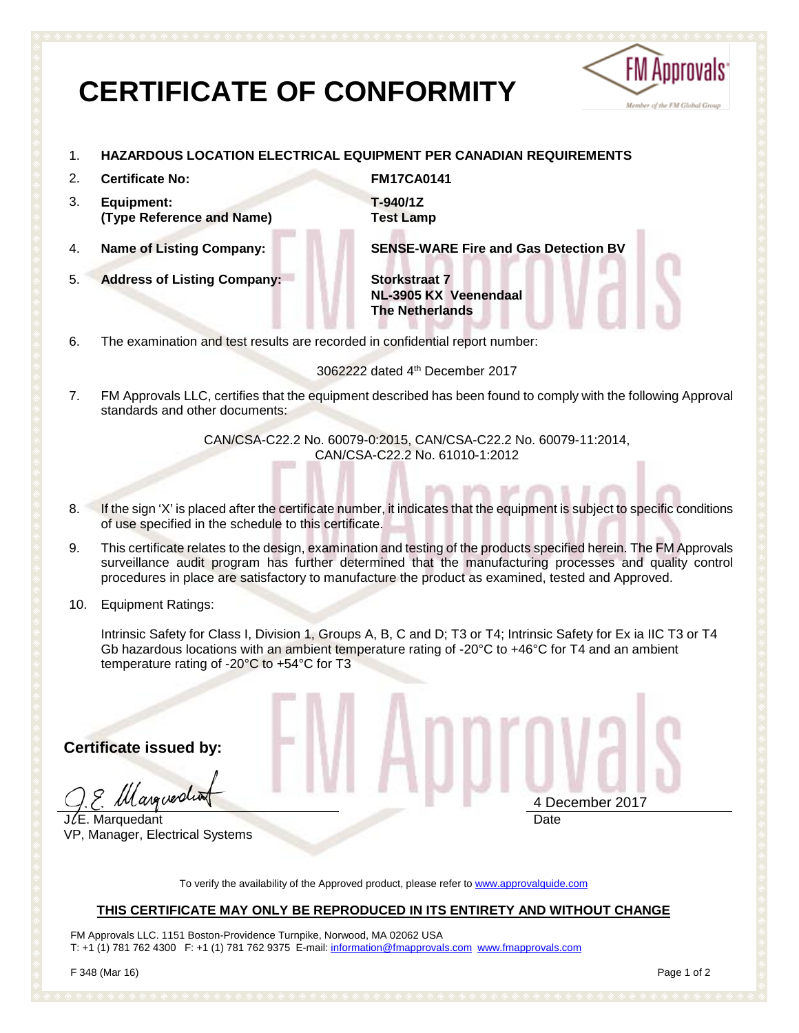# CERTIFICATE OF CONFORMITY

1. **HAZARDOUS LOCATION ELECTRICAL EQUIPMENT PER CANADIAN REQUIREMENTS**
2. **Certificate No:** **FM17CA0141**
3. **Equipment: (Type Reference and Name)** **T-940/1Z Test Lamp**
4. **Name of Listing Company:** **SENSE-WARE Fire and Gas Detection BV**
5. **Address of Listing Company:** **Storkstraat 7 NL-3905 KX Veenendaal The Netherlands**
6. The examination and test results are recorded in confidential report number:

   3062222 dated 4th December 2017

7. FM Approvals LLC, certifies that the equipment described has been found to comply with the following Approval standards and other documents:

   CAN/CSA-C22.2 No. 60079-0:2015, CAN/CSA-C22.2 No. 60079-11:2014, CAN/CSA-C22.2 No. 61010-1:2012

8. If the sign 'X' is placed after the certificate number, it indicates that the equipment is subject to specific conditions of use specified in the schedule to this certificate.
9. This certificate relates to the design, examination and testing of the products specified herein. The FM Approvals surveillance audit program has further determined that the manufacturing processes and quality control procedures in place are satisfactory to manufacture the product as examined, tested and Approved.
10. Equipment Ratings:

    Intrinsic Safety for Class I, Division 1, Groups A, B, C and D; T3 or T4; Intrinsic Safety for Ex ia IIC T3 or T4 Gb hazardous locations with an ambient temperature rating of -20°C to +46°C for T4 and an ambient temperature rating of -20°C to +54°C for T3

**Certificate issued by:**

J.E. Marquedant
VP, Manager, Electrical Systems

4 December 2017
Date

To verify the availability of the Approved product, please refer to www.approvalguide.com

**THIS CERTIFICATE MAY ONLY BE REPRODUCED IN ITS ENTIRETY AND WITHOUT CHANGE**

FM Approvals LLC. 1151 Boston-Providence Turnpike, Norwood, MA 02062 USA
T: +1 (1) 781 762 4300 F: +1 (1) 781 762 9375 E-mail: information@fmapprovals.com www.fmapprovals.com

F 348 (Mar 16)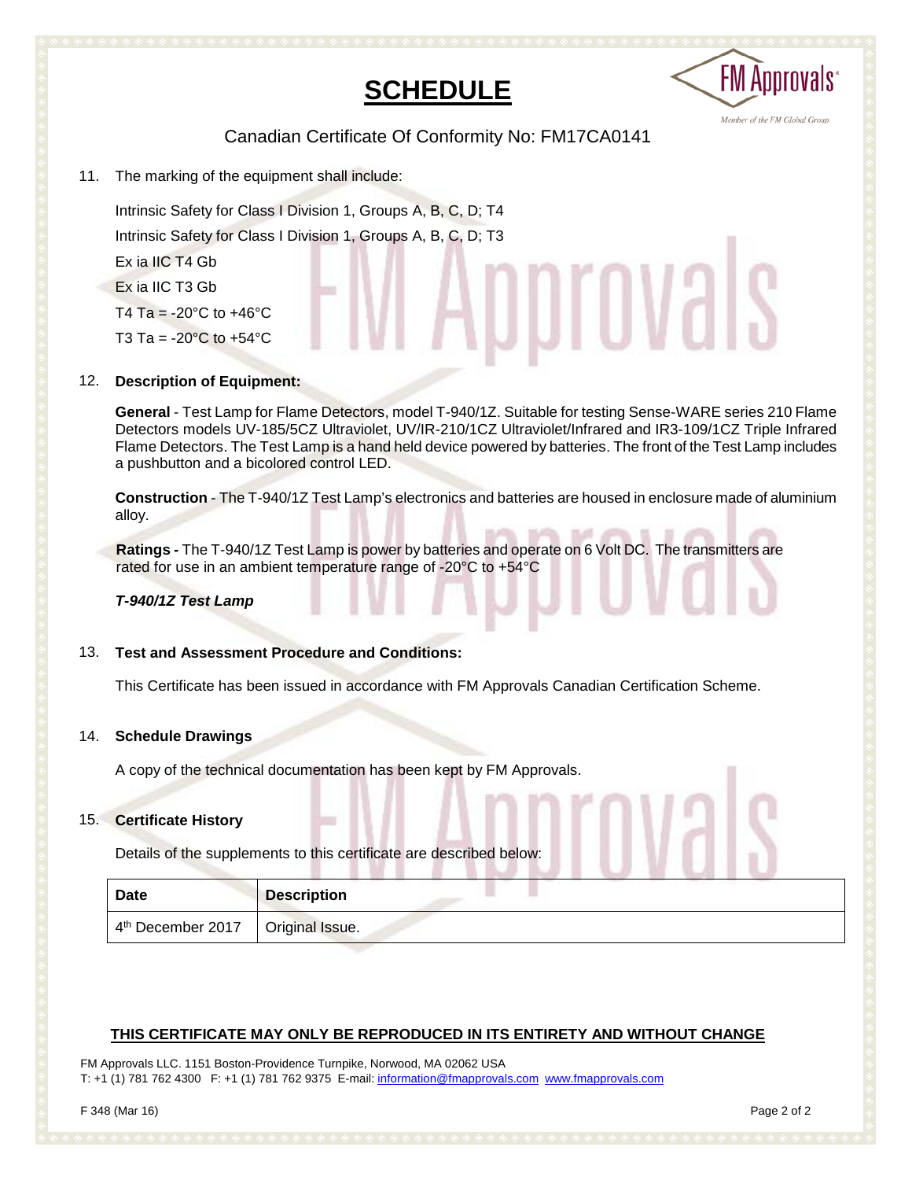# SCHEDULE

Canadian Certificate Of Conformity No: FM17CA0141

11. The marking of the equipment shall include:

    Intrinsic Safety for Class I Division 1, Groups A, B, C, D; T4

    Intrinsic Safety for Class I Division 1, Groups A, B, C, D; T3

    Ex ia IIC T4 Gb

    Ex ia IIC T3 Gb

    T4 Ta = -20°C to +46°C

    T3 Ta = -20°C to +54°C

12. **Description of Equipment:**

    **General** - Test Lamp for Flame Detectors, model T-940/1Z. Suitable for testing Sense-WARE series 210 Flame Detectors models UV-185/5CZ Ultraviolet, UV/IR-210/1CZ Ultraviolet/Infrared and IR3-109/1CZ Triple Infrared Flame Detectors. The Test Lamp is a hand held device powered by batteries. The front of the Test Lamp includes a pushbutton and a bicolored control LED.

    **Construction** - The T-940/1Z Test Lamp's electronics and batteries are housed in enclosure made of aluminium alloy.

    **Ratings -** The T-940/1Z Test Lamp is power by batteries and operate on 6 Volt DC. The transmitters are rated for use in an ambient temperature range of -20°C to +54°C

    ***T-940/1Z Test Lamp***

13. **Test and Assessment Procedure and Conditions:**

    This Certificate has been issued in accordance with FM Approvals Canadian Certification Scheme.

14. **Schedule Drawings**

    A copy of the technical documentation has been kept by FM Approvals.

15. **Certificate History**

    Details of the supplements to this certificate are described below:

| Date | Description |
|---|---|
| 4th December 2017 | Original Issue. |

**THIS CERTIFICATE MAY ONLY BE REPRODUCED IN ITS ENTIRETY AND WITHOUT CHANGE**

FM Approvals LLC. 1151 Boston-Providence Turnpike, Norwood, MA 02062 USA
T: +1 (1) 781 762 4300 F: +1 (1) 781 762 9375 E-mail: information@fmapprovals.com www.fmapprovals.com

F 348 (Mar 16)